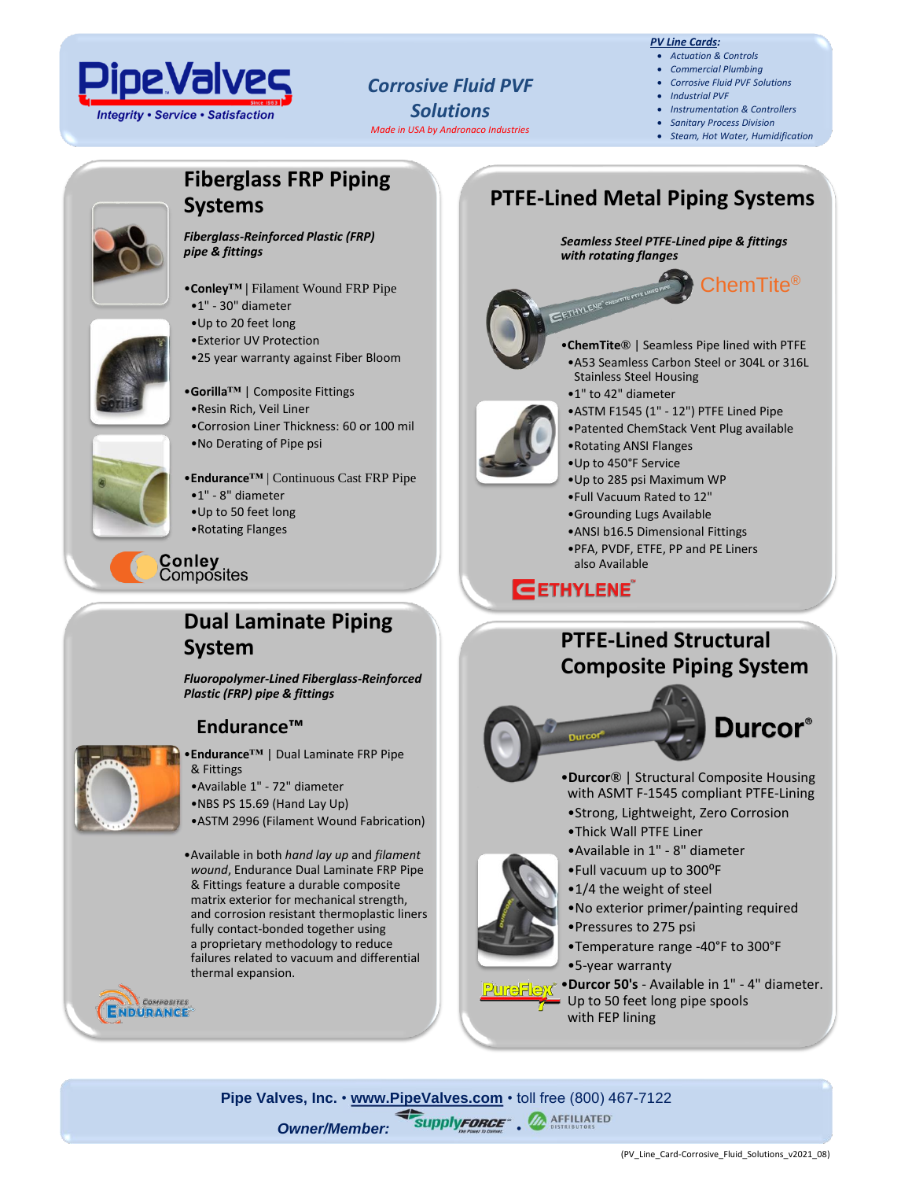# PipeValves

Integrity • Service • Satisfaction

## Corrosive Fluid PVF Solutions

*Made in USA by Andronaco Industries*

***PV Line Cards:***
- *Actuation & Controls*
- *Commercial Plumbing*
- *Corrosive Fluid PVF Solutions*
- *Industrial PVF*
- *Instrumentation & Controllers*
- *Sanitary Process Division*
- *Steam, Hot Water, Humidification*

## Fiberglass FRP Piping Systems

***Fiberglass-Reinforced Plastic (FRP) pipe & fittings***

- **Conley™** | Filament Wound FRP Pipe
  - 1" - 30" diameter
  - Up to 20 feet long
  - Exterior UV Protection
  - 25 year warranty against Fiber Bloom

- **Gorilla™** | Composite Fittings
  - Resin Rich, Veil Liner
  - Corrosion Liner Thickness: 60 or 100 mil
  - No Derating of Pipe psi

- **Endurance™** | Continuous Cast FRP Pipe
  - 1" - 8" diameter
  - Up to 50 feet long
  - Rotating Flanges

Conley Composites

## PTFE-Lined Metal Piping Systems

***Seamless Steel PTFE-Lined pipe & fittings with rotating flanges***

ChemTite®

- **ChemTite®** | Seamless Pipe lined with PTFE
  - A53 Seamless Carbon Steel or 304L or 316L Stainless Steel Housing
  - 1" to 42" diameter
  - ASTM F1545 (1" - 12") PTFE Lined Pipe
  - Patented ChemStack Vent Plug available
  - Rotating ANSI Flanges
  - Up to 450°F Service
  - Up to 285 psi Maximum WP
  - Full Vacuum Rated to 12"
  - Grounding Lugs Available
  - ANSI b16.5 Dimensional Fittings
  - PFA, PVDF, ETFE, PP and PE Liners also Available

ETHYLENE

## Dual Laminate Piping System

***Fluoropolymer-Lined Fiberglass-Reinforced Plastic (FRP) pipe & fittings***

### Endurance™

- **Endurance™** | Dual Laminate FRP Pipe & Fittings
- Available 1" - 72" diameter
- NBS PS 15.69 (Hand Lay Up)
- ASTM 2996 (Filament Wound Fabrication)

- Available in both *hand lay up* and *filament wound*, Endurance Dual Laminate FRP Pipe & Fittings feature a durable composite matrix exterior for mechanical strength, and corrosion resistant thermoplastic liners fully contact-bonded together using a proprietary methodology to reduce failures related to vacuum and differential thermal expansion.

Composites Endurance

## PTFE-Lined Structural Composite Piping System

Durcor®

- **Durcor®** | Structural Composite Housing with ASMT F-1545 compliant PTFE-Lining
  - Strong, Lightweight, Zero Corrosion
  - Thick Wall PTFE Liner
  - Available in 1" - 8" diameter
  - Full vacuum up to 300°F
  - 1/4 the weight of steel
  - No exterior primer/painting required
  - Pressures to 275 psi
  - Temperature range -40°F to 300°F
  - 5-year warranty

PureFlex

- **Durcor 50's** - Available in 1" - 4" diameter. Up to 50 feet long pipe spools with FEP lining

---

Pipe Valves, Inc. • www.PipeValves.com • toll free (800) 467-7122

*Owner/Member:* supplyFORCE • AFFILIATED DISTRIBUTORS

(PV_Line_Card-Corrosive_Fluid_Solutions_v2021_08)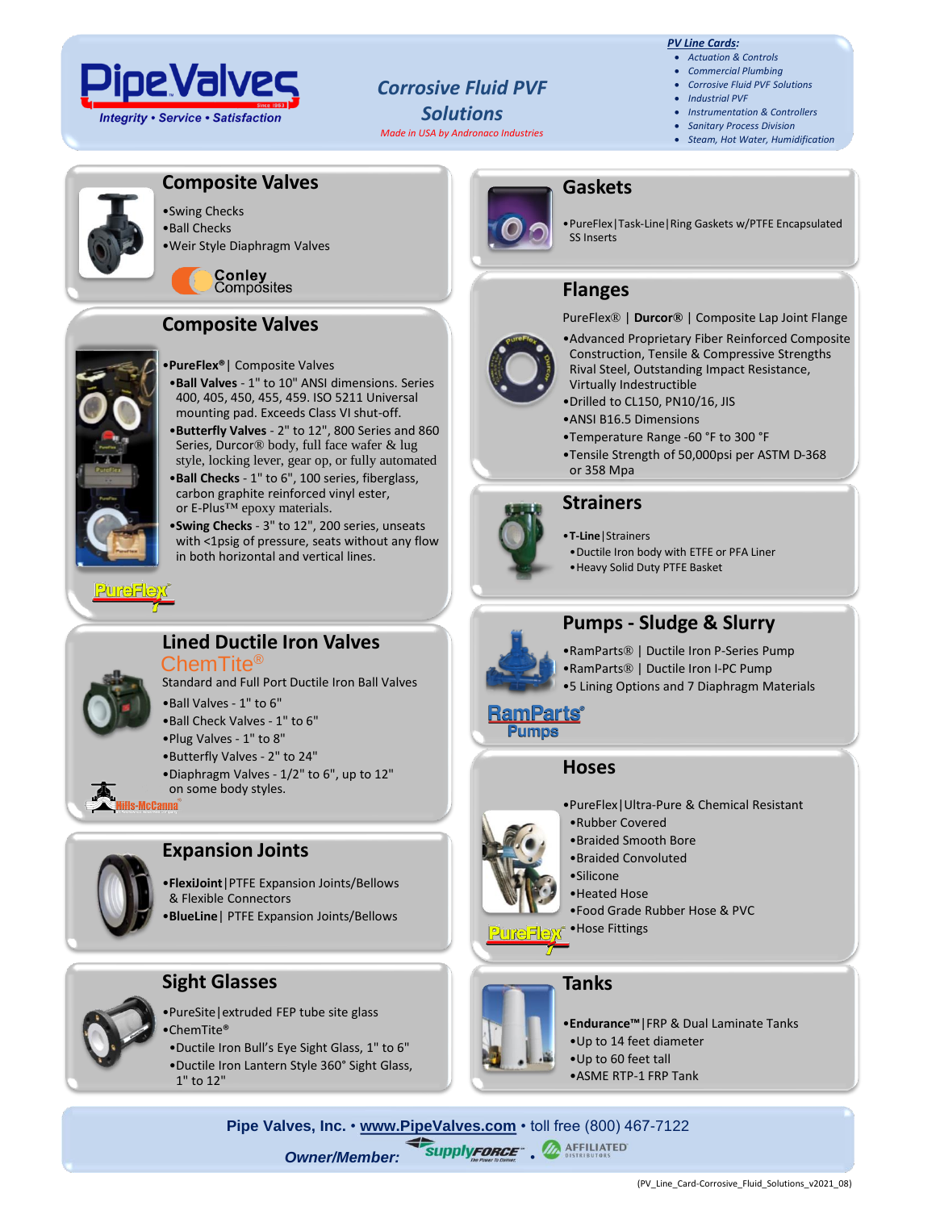# PipeValves

Integrity • Service • Satisfaction

## Corrosive Fluid PVF Solutions

Made in USA by Andronaco Industries

**PV Line Cards:**

- Actuation & Controls
- Commercial Plumbing
- Corrosive Fluid PVF Solutions
- Industrial PVF
- Instrumentation & Controllers
- Sanitary Process Division
- Steam, Hot Water, Humidification

## Composite Valves

- Swing Checks
- Ball Checks
- Weir Style Diaphragm Valves

Conley Composites

## Composite Valves

- **PureFlex®** | Composite Valves
  - **Ball Valves** - 1" to 10" ANSI dimensions. Series 400, 405, 450, 455, 459. ISO 5211 Universal mounting pad. Exceeds Class VI shut-off.
  - **Butterfly Valves** - 2" to 12", 800 Series and 860 Series, Durcor® body, full face wafer & lug style, locking lever, gear op, or fully automated
  - **Ball Checks** - 1" to 6", 100 series, fiberglass, carbon graphite reinforced vinyl ester, or E-Plus™ epoxy materials.
  - **Swing Checks** - 3" to 12", 200 series, unseats with <1psig of pressure, seats without any flow in both horizontal and vertical lines.

PureFlex

## Lined Ductile Iron Valves

ChemTite®

Standard and Full Port Ductile Iron Ball Valves

- Ball Valves - 1" to 6"
- Ball Check Valves - 1" to 6"
- Plug Valves - 1" to 8"
- Butterfly Valves - 2" to 24"
- Diaphragm Valves - 1/2" to 6", up to 12" on some body styles.

Hills-McCanna

## Expansion Joints

- **FlexiJoint** | PTFE Expansion Joints/Bellows & Flexible Connectors
- **BlueLine** | PTFE Expansion Joints/Bellows

## Sight Glasses

- PureSite | extruded FEP tube site glass
- ChemTite®
  - Ductile Iron Bull's Eye Sight Glass, 1" to 6"
  - Ductile Iron Lantern Style 360° Sight Glass, 1" to 12"

## Gaskets

- PureFlex | Task-Line | Ring Gaskets w/PTFE Encapsulated SS Inserts

## Flanges

PureFlex® | **Durcor®** | Composite Lap Joint Flange

- Advanced Proprietary Fiber Reinforced Composite Construction, Tensile & Compressive Strengths Rival Steel, Outstanding Impact Resistance, Virtually Indestructible
- Drilled to CL150, PN10/16, JIS
- ANSI B16.5 Dimensions
- Temperature Range -60 °F to 300 °F
- Tensile Strength of 50,000psi per ASTM D-368 or 358 Mpa

## Strainers

- **T-Line** | Strainers
  - Ductile Iron body with ETFE or PFA Liner
  - Heavy Solid Duty PTFE Basket

## Pumps - Sludge & Slurry

- RamParts® | Ductile Iron P-Series Pump
- RamParts® | Ductile Iron I-PC Pump
- 5 Lining Options and 7 Diaphragm Materials

RamParts® Pumps

## Hoses

- PureFlex | Ultra-Pure & Chemical Resistant
  - Rubber Covered
  - Braided Smooth Bore
  - Braided Convoluted
  - Silicone
  - Heated Hose
  - Food Grade Rubber Hose & PVC
  - Hose Fittings

PureFlex

## Tanks

- **Endurance™** | FRP & Dual Laminate Tanks
  - Up to 14 feet diameter
  - Up to 60 feet tall
  - ASME RTP-1 FRP Tank

Pipe Valves, Inc. • www.PipeValves.com • toll free (800) 467-7122

*Owner/Member:* SupplyFORCE • AFFILIATED DISTRIBUTORS

(PV_Line_Card-Corrosive_Fluid_Solutions_v2021_08)